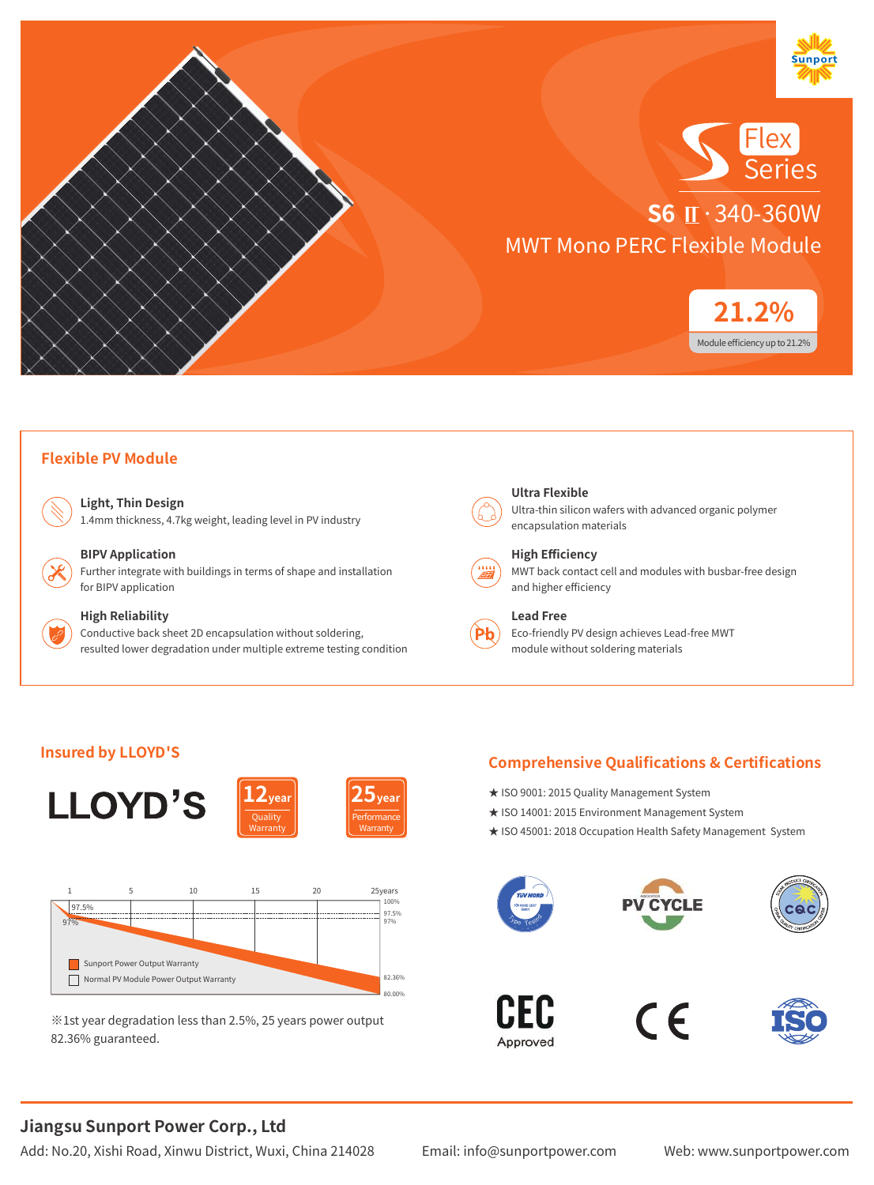# Flex Series

## S6 II · 340-360W

## MWT Mono PERC Flexible Module

**21.2%**

Module efficiency up to 21.2%

## Flexible PV Module

**Light, Thin Design**
1.4mm thickness, 4.7kg weight, leading level in PV industry

**BIPV Application**
Further integrate with buildings in terms of shape and installation for BIPV application

**High Reliability**
Conductive back sheet 2D encapsulation without soldering, resulted lower degradation under multiple extreme testing condition

**Ultra Flexible**
Ultra-thin silicon wafers with advanced organic polymer encapsulation materials

**High Efficiency**
MWT back contact cell and modules with busbar-free design and higher efficiency

**Lead Free**
Eco-friendly PV design achieves Lead-free MWT module without soldering materials

## Insured by LLOYD'S

LLOYD'S

**12 year** Quality Warranty

**25 year** Performance Warranty

Chart: 1, 5, 10, 15, 20, 25years; 100%, 97.5%, 97%, 82.36%, 80.00%

- Sunport Power Output Warranty
- Normal PV Module Power Output Warranty

※1st year degradation less than 2.5%, 25 years power output 82.36% guaranteed.

## Comprehensive Qualifications & Certifications

★ ISO 9001: 2015 Quality Management System
★ ISO 14001: 2015 Environment Management System
★ ISO 45001: 2018 Occupation Health Safety Management System

TÜV NORD · PV CYCLE · CQC · CEC Approved · CE · ISO

**Jiangsu Sunport Power Corp., Ltd**

Add: No.20, Xishi Road, Xinwu District, Wuxi, China 214028    Email: info@sunportpower.com    Web: www.sunportpower.com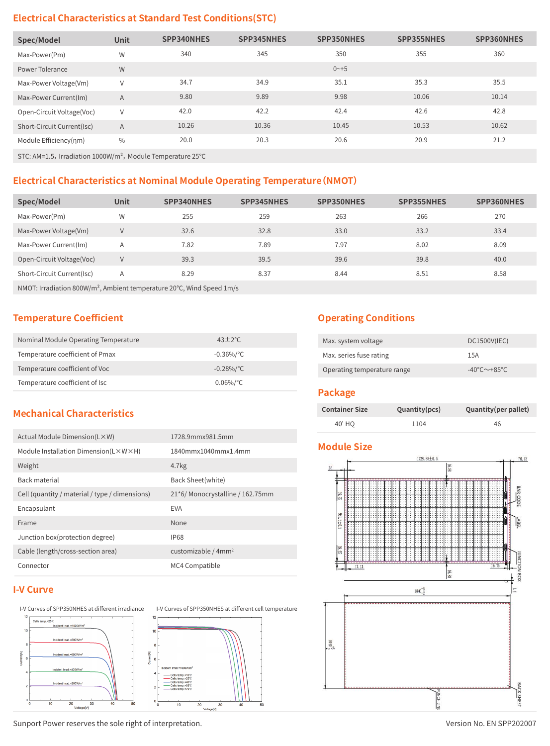## Electrical Characteristics at Standard Test Conditions(STC)

| Spec/Model | Unit | SPP340NHES | SPP345NHES | SPP350NHES | SPP355NHES | SPP360NHES |
|---|---|---|---|---|---|---|
| Max-Power(Pm) | W | 340 | 345 | 350 | 355 | 360 |
| Power Tolerance | W | | | 0~+5 | | |
| Max-Power Voltage(Vm) | V | 34.7 | 34.9 | 35.1 | 35.3 | 35.5 |
| Max-Power Current(Im) | A | 9.80 | 9.89 | 9.98 | 10.06 | 10.14 |
| Open-Circuit Voltage(Voc) | V | 42.0 | 42.2 | 42.4 | 42.6 | 42.8 |
| Short-Circuit Current(Isc) | A | 10.26 | 10.36 | 10.45 | 10.53 | 10.62 |
| Module Efficiency(ηm) | % | 20.0 | 20.3 | 20.6 | 20.9 | 21.2 |

STC: AM=1.5，Irradiation 1000W/m²，Module Temperature 25°C

## Electrical Characteristics at Nominal Module Operating Temperature (NMOT)

| Spec/Model | Unit | SPP340NHES | SPP345NHES | SPP350NHES | SPP355NHES | SPP360NHES |
|---|---|---|---|---|---|---|
| Max-Power(Pm) | W | 255 | 259 | 263 | 266 | 270 |
| Max-Power Voltage(Vm) | V | 32.6 | 32.8 | 33.0 | 33.2 | 33.4 |
| Max-Power Current(Im) | A | 7.82 | 7.89 | 7.97 | 8.02 | 8.09 |
| Open-Circuit Voltage(Voc) | V | 39.3 | 39.5 | 39.6 | 39.8 | 40.0 |
| Short-Circuit Current(Isc) | A | 8.29 | 8.37 | 8.44 | 8.51 | 8.58 |

NMOT: Irradiation 800W/m², Ambient temperature 20°C, Wind Speed 1m/s

## Temperature Coefficient

| | |
|---|---|
| Nominal Module Operating Temperature | 43±2°C |
| Temperature coefficient of Pmax | -0.36%/°C |
| Temperature coefficient of Voc | -0.28%/°C |
| Temperature coefficient of Isc | 0.06%/°C |

## Operating Conditions

| | |
|---|---|
| Max. system voltage | DC1500V(IEC) |
| Max. series fuse rating | 15A |
| Operating temperature range | -40°C~+85°C |

## Package

| Container Size | Quantity(pcs) | Quantity(per pallet) |
|---|---|---|
| 40' HQ | 1104 | 46 |

## Mechanical Characteristics

| | |
|---|---|
| Actual Module Dimension(L×W) | 1728.9mmx981.5mm |
| Module Installation Dimension(L×W×H) | 1840mmx1040mmx1.4mm |
| Weight | 4.7kg |
| Back material | Back Sheet(white) |
| Cell (quantity / material / type / dimensions) | 21*6/ Monocrystalline / 162.75mm |
| Encapsulant | EVA |
| Frame | None |
| Junction box(protection degree) | IP68 |
| Cable (length/cross-section area) | customizable / 4mm² |
| Connector | MC4 Compatible |

## Module Size

1728.98±0.5
76.13
35
16.88
BAR CODE
LABEL
981.5±0.5
17.13
16.75
JUNCTION BOX
1840
1.4
1040
PUNCH LINE
BACK SHEET

## I-V Curve

I-V Curves of SPP350NHES at different irradiance

Cells temp =25°
Incident Irrad =1000W/m²
Incident Irrad =800W/m²
Incident Irrad =600W/m²
Incident Irrad =400W/m²
Incident Irrad =200W/m²
Current[A]
Voltage[V]

I-V Curves of SPP350NHES at different cell temperature

Incident Irrad =1000W/m²
Cells temp =10°
Cells temp =25°
Cells temp =40°
Cells temp =55°
Cells temp =70°
Current[A]
Voltage[V]

Sunport Power reserves the sole right of interpretation.

Version No. EN SPP202007